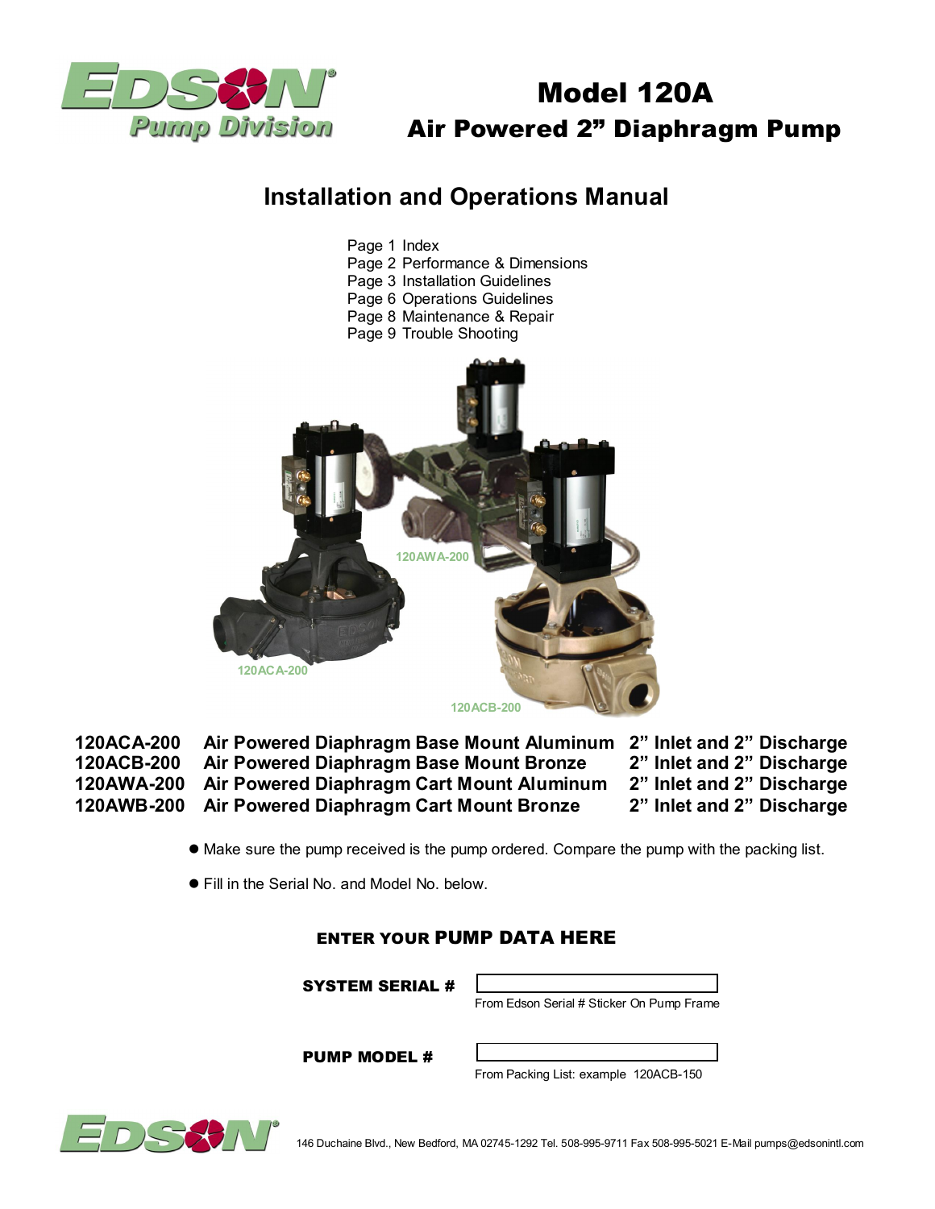# Model 120A

## Air Powered 2" Diaphragm Pump

## Installation and Operations Manual

Page 1 Index
Page 2 Performance & Dimensions
Page 3 Installation Guidelines
Page 6 Operations Guidelines
Page 8 Maintenance & Repair
Page 9 Trouble Shooting

120AWA-200

120ACA-200

120ACB-200

| | | |
|---|---|---|
| **120ACA-200** | **Air Powered Diaphragm Base Mount Aluminum** | **2" Inlet and 2" Discharge** |
| **120ACB-200** | **Air Powered Diaphragm Base Mount Bronze** | **2" Inlet and 2" Discharge** |
| **120AWA-200** | **Air Powered Diaphragm Cart Mount Aluminum** | **2" Inlet and 2" Discharge** |
| **120AWB-200** | **Air Powered Diaphragm Cart Mount Bronze** | **2" Inlet and 2" Discharge** |

- Make sure the pump received is the pump ordered. Compare the pump with the packing list.
- Fill in the Serial No. and Model No. below.

### ENTER YOUR PUMP DATA HERE

**SYSTEM SERIAL #** ____________________
From Edson Serial # Sticker On Pump Frame

**PUMP MODEL #** ____________________
From Packing List: example 120ACB-150

146 Duchaine Blvd., New Bedford, MA 02745-1292 Tel. 508-995-9711 Fax 508-995-5021 E-Mail pumps@edsonintl.com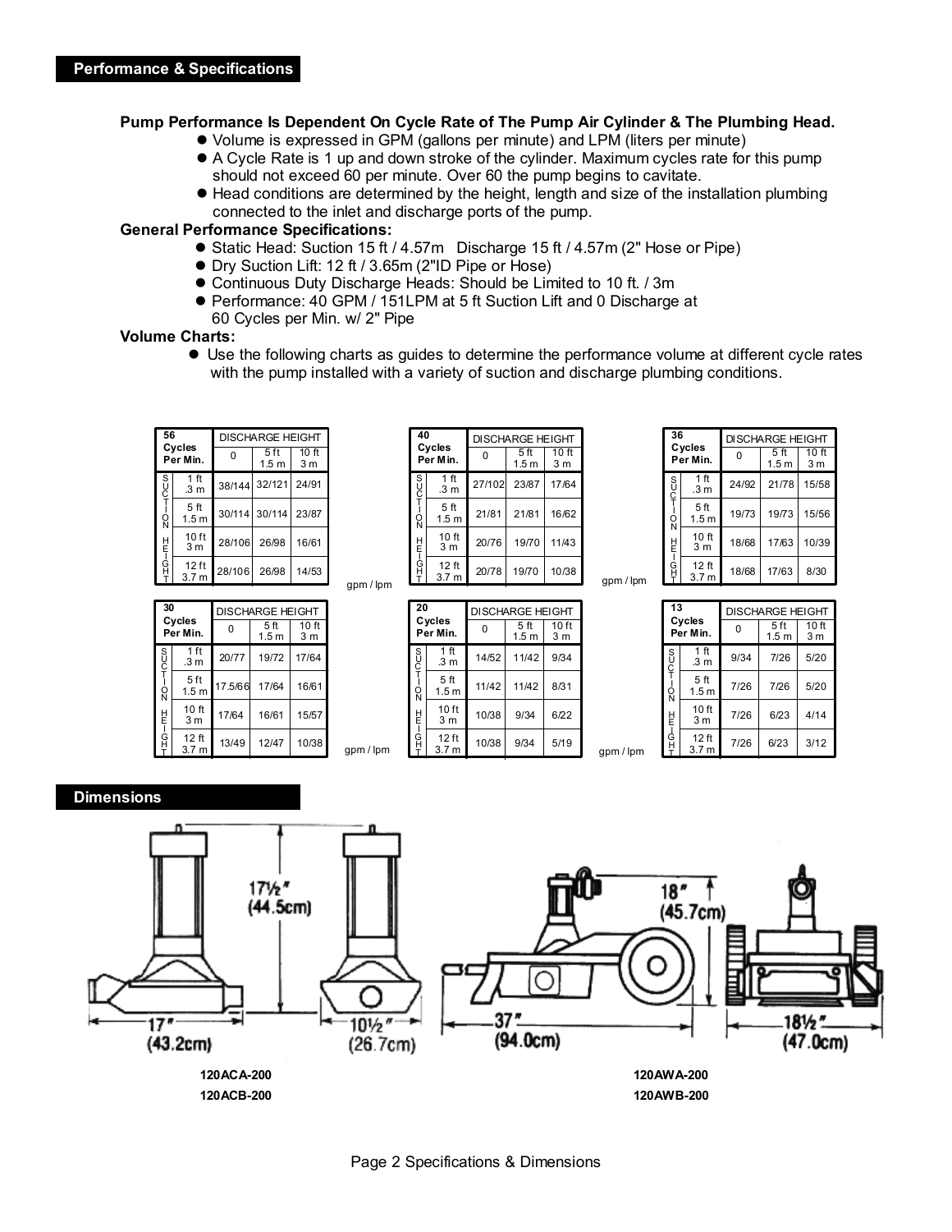## Performance & Specifications

**Pump Performance Is Dependent On Cycle Rate of The Pump Air Cylinder & The Plumbing Head.**

- Volume is expressed in GPM (gallons per minute) and LPM (liters per minute)
- A Cycle Rate is 1 up and down stroke of the cylinder. Maximum cycles rate for this pump should not exceed 60 per minute. Over 60 the pump begins to cavitate.
- Head conditions are determined by the height, length and size of the installation plumbing connected to the inlet and discharge ports of the pump.

**General Performance Specifications:**

- Static Head: Suction 15 ft / 4.57m Discharge 15 ft / 4.57m (2" Hose or Pipe)
- Dry Suction Lift: 12 ft / 3.65m (2"ID Pipe or Hose)
- Continuous Duty Discharge Heads: Should be Limited to 10 ft. / 3m
- Performance: 40 GPM / 151LPM at 5 ft Suction Lift and 0 Discharge at 60 Cycles per Min. w/ 2" Pipe

**Volume Charts:**

- Use the following charts as guides to determine the performance volume at different cycle rates with the pump installed with a variety of suction and discharge plumbing conditions.

| 56 Cycles Per Min. | | DISCHARGE HEIGHT | | |
|---|---|---|---|---|
| | | 0 | 5 ft 1.5 m | 10 ft 3 m |
| SUCTION HEIGHT | 1 ft .3 m | 38/144 | 32/121 | 24/91 |
| | 5 ft 1.5 m | 30/114 | 30/114 | 23/87 |
| | 10 ft 3 m | 28/106 | 26/98 | 16/61 |
| | 12 ft 3.7 m | 28/106 | 26/98 | 14/53 |

| 40 Cycles Per Min. | | DISCHARGE HEIGHT | | |
|---|---|---|---|---|
| | | 0 | 5 ft 1.5 m | 10 ft 3 m |
| SUCTION HEIGHT | 1 ft .3 m | 27/102 | 23/87 | 17/64 |
| | 5 ft 1.5 m | 21/81 | 21/81 | 16/62 |
| | 10 ft 3 m | 20/76 | 19/70 | 11/43 |
| | 12 ft 3.7 m | 20/78 | 19/70 | 10/38 |

| 36 Cycles Per Min. | | DISCHARGE HEIGHT | | |
|---|---|---|---|---|
| | | 0 | 5 ft 1.5 m | 10 ft 3 m |
| SUCTION HEIGHT | 1 ft .3 m | 24/92 | 21/78 | 15/58 |
| | 5 ft 1.5 m | 19/73 | 19/73 | 15/56 |
| | 10 ft 3 m | 18/68 | 17/63 | 10/39 |
| | 12 ft 3.7 m | 18/68 | 17/63 | 8/30 |

gpm / lpm

| 30 Cycles Per Min. | | DISCHARGE HEIGHT | | |
|---|---|---|---|---|
| | | 0 | 5 ft 1.5 m | 10 ft 3 m |
| SUCTION HEIGHT | 1 ft .3 m | 20/77 | 19/72 | 17/64 |
| | 5 ft 1.5 m | 17.5/66 | 17/64 | 16/61 |
| | 10 ft 3 m | 17/64 | 16/61 | 15/57 |
| | 12 ft 3.7 m | 13/49 | 12/47 | 10/38 |

| 20 Cycles Per Min. | | DISCHARGE HEIGHT | | |
|---|---|---|---|---|
| | | 0 | 5 ft 1.5 m | 10 ft 3 m |
| SUCTION HEIGHT | 1 ft .3 m | 14/52 | 11/42 | 9/34 |
| | 5 ft 1.5 m | 11/42 | 11/42 | 8/31 |
| | 10 ft 3 m | 10/38 | 9/34 | 6/22 |
| | 12 ft 3.7 m | 10/38 | 9/34 | 5/19 |

| 13 Cycles Per Min. | | DISCHARGE HEIGHT | | |
|---|---|---|---|---|
| | | 0 | 5 ft 1.5 m | 10 ft 3 m |
| SUCTION HEIGHT | 1 ft .3 m | 9/34 | 7/26 | 5/20 |
| | 5 ft 1.5 m | 7/26 | 7/26 | 5/20 |
| | 10 ft 3 m | 7/26 | 6/23 | 4/14 |
| | 12 ft 3.7 m | 7/26 | 6/23 | 3/12 |

gpm / lpm

## Dimensions

17½" (44.5cm)

17" (43.2cm)

10½" (26.7cm)

18" (45.7cm)

37" (94.0cm)

18½" (47.0cm)

**120ACA-200**
**120ACB-200**

**120AWA-200**
**120AWB-200**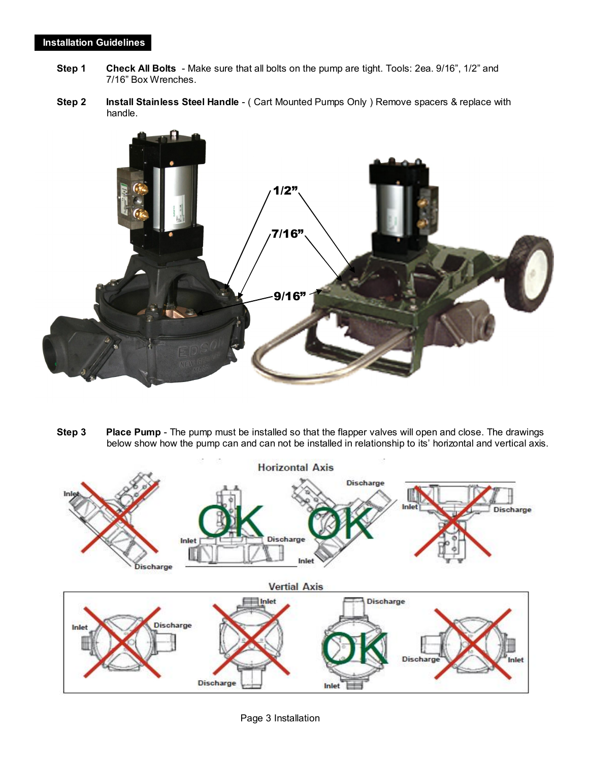## Installation Guidelines

**Step 1** **Check All Bolts** - Make sure that all bolts on the pump are tight. Tools: 2ea. 9/16”, 1/2” and 7/16” Box Wrenches.

**Step 2** **Install Stainless Steel Handle** - ( Cart Mounted Pumps Only ) Remove spacers & replace with handle.

1/2”

7/16”

9/16”

**Step 3** **Place Pump** - The pump must be installed so that the flapper valves will open and close. The drawings below show how the pump can and can not be installed in relationship to its’ horizontal and vertical axis.

Horizontal Axis

Inlet Discharge

OK Inlet Discharge

OK Discharge Inlet

Inlet Discharge

Vertial Axis

Inlet Discharge

Inlet Discharge

OK Discharge Inlet

Discharge Inlet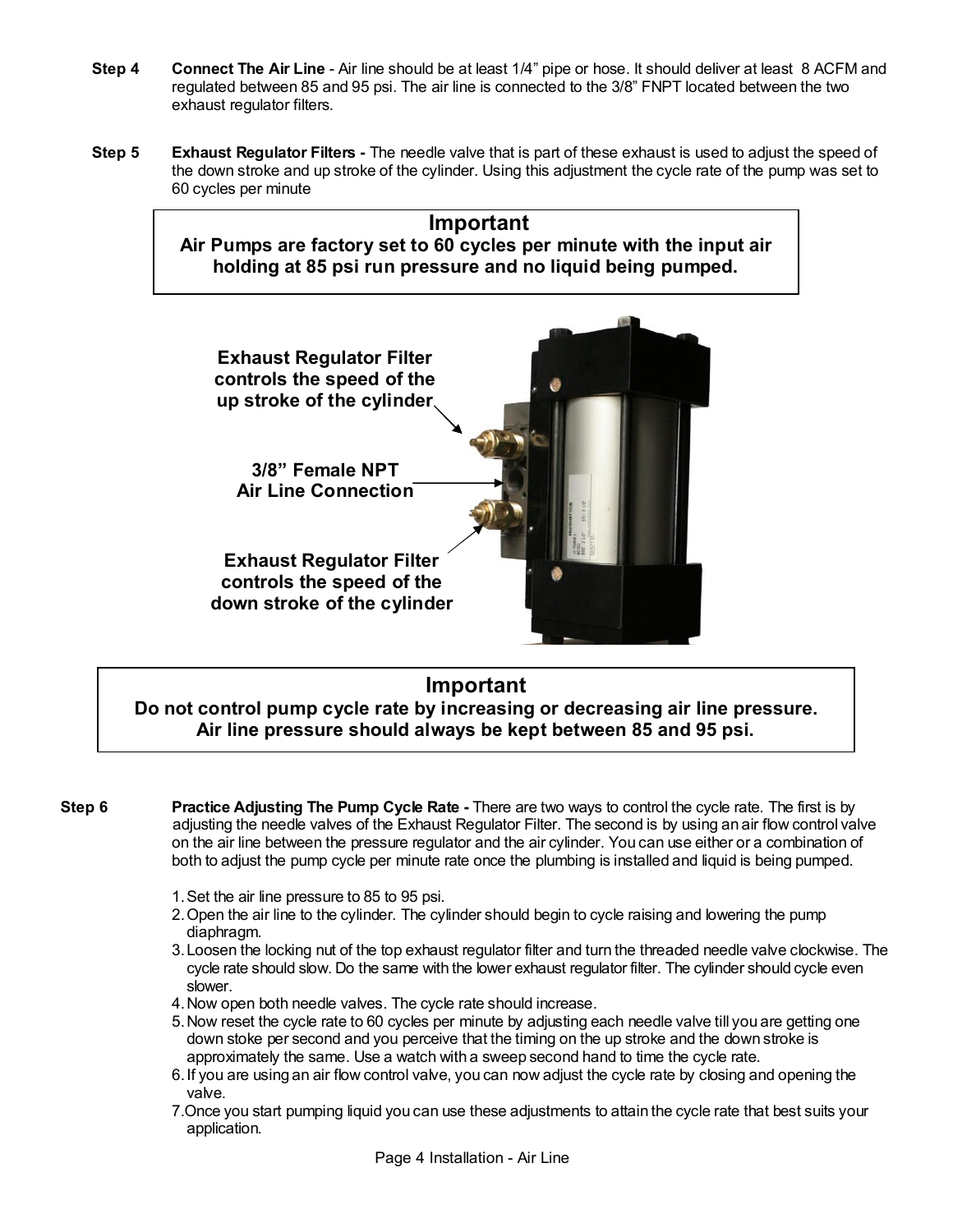**Step 4** **Connect The Air Line** - Air line should be at least 1/4" pipe or hose. It should deliver at least 8 ACFM and regulated between 85 and 95 psi. The air line is connected to the 3/8" FNPT located between the two exhaust regulator filters.

**Step 5** **Exhaust Regulator Filters -** The needle valve that is part of these exhaust is used to adjust the speed of the down stroke and up stroke of the cylinder. Using this adjustment the cycle rate of the pump was set to 60 cycles per minute

> **Important**
> **Air Pumps are factory set to 60 cycles per minute with the input air holding at 85 psi run pressure and no liquid being pumped.**

**Exhaust Regulator Filter controls the speed of the up stroke of the cylinder**

**3/8" Female NPT Air Line Connection**

**Exhaust Regulator Filter controls the speed of the down stroke of the cylinder**

> **Important**
> **Do not control pump cycle rate by increasing or decreasing air line pressure. Air line pressure should always be kept between 85 and 95 psi.**

**Step 6** **Practice Adjusting The Pump Cycle Rate -** There are two ways to control the cycle rate. The first is by adjusting the needle valves of the Exhaust Regulator Filter. The second is by using an air flow control valve on the air line between the pressure regulator and the air cylinder. You can use either or a combination of both to adjust the pump cycle per minute rate once the plumbing is installed and liquid is being pumped.

1. Set the air line pressure to 85 to 95 psi.
2. Open the air line to the cylinder. The cylinder should begin to cycle raising and lowering the pump diaphragm.
3. Loosen the locking nut of the top exhaust regulator filter and turn the threaded needle valve clockwise. The cycle rate should slow. Do the same with the lower exhaust regulator filter. The cylinder should cycle even slower.
4. Now open both needle valves. The cycle rate should increase.
5. Now reset the cycle rate to 60 cycles per minute by adjusting each needle valve till you are getting one down stoke per second and you perceive that the timing on the up stroke and the down stroke is approximately the same. Use a watch with a sweep second hand to time the cycle rate.
6. If you are using an air flow control valve, you can now adjust the cycle rate by closing and opening the valve.
7. Once you start pumping liquid you can use these adjustments to attain the cycle rate that best suits your application.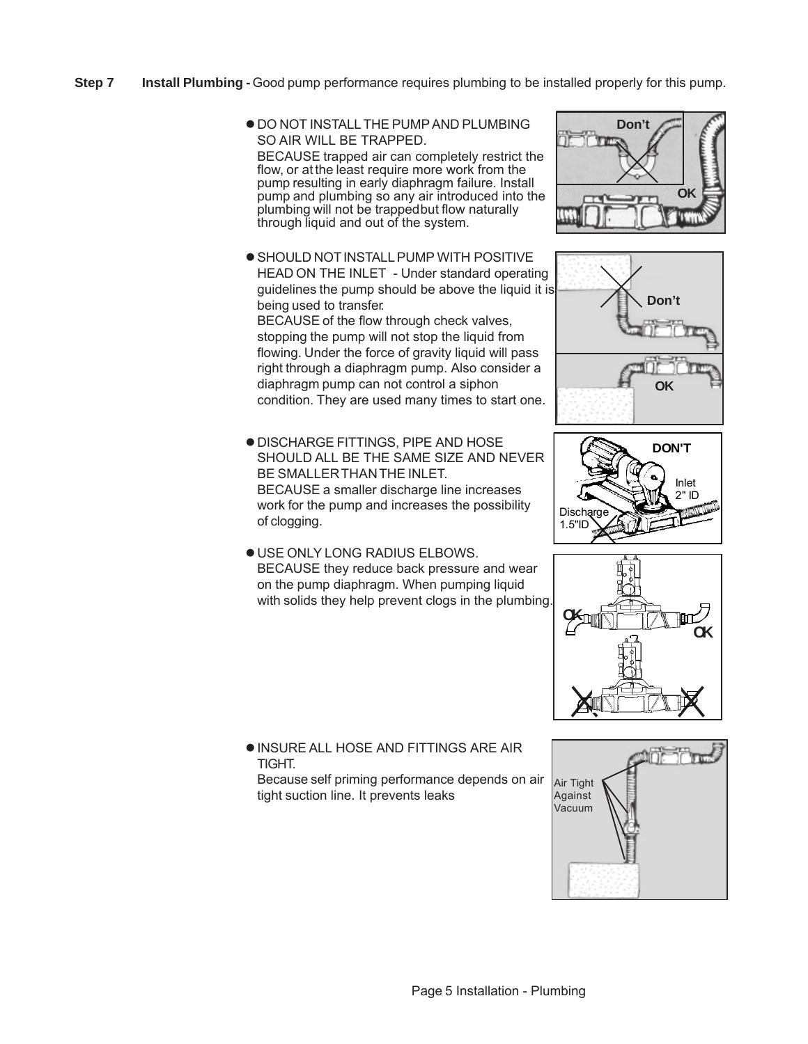**Step 7 Install Plumbing -** Good pump performance requires plumbing to be installed properly for this pump.

- DO NOT INSTALL THE PUMP AND PLUMBING SO AIR WILL BE TRAPPED.
  BECAUSE trapped air can completely restrict the flow, or at the least require more work from the pump resulting in early diaphragm failure. Install pump and plumbing so any air introduced into the plumbing will not be trapped but flow naturally through liquid and out of the system.

- SHOULD NOT INSTALL PUMP WITH POSITIVE HEAD ON THE INLET - Under standard operating guidelines the pump should be above the liquid it is being used to transfer.
  BECAUSE of the flow through check valves, stopping the pump will not stop the liquid from flowing. Under the force of gravity liquid will pass right through a diaphragm pump. Also consider a diaphragm pump can not control a siphon condition. They are used many times to start one.

- DISCHARGE FITTINGS, PIPE AND HOSE SHOULD ALL BE THE SAME SIZE AND NEVER BE SMALLER THAN THE INLET.
  BECAUSE a smaller discharge line increases work for the pump and increases the possibility of clogging.

- USE ONLY LONG RADIUS ELBOWS.
  BECAUSE they reduce back pressure and wear on the pump diaphragm. When pumping liquid with solids they help prevent clogs in the plumbing.

- INSURE ALL HOSE AND FITTINGS ARE AIR TIGHT.
  Because self priming performance depends on air tight suction line. It prevents leaks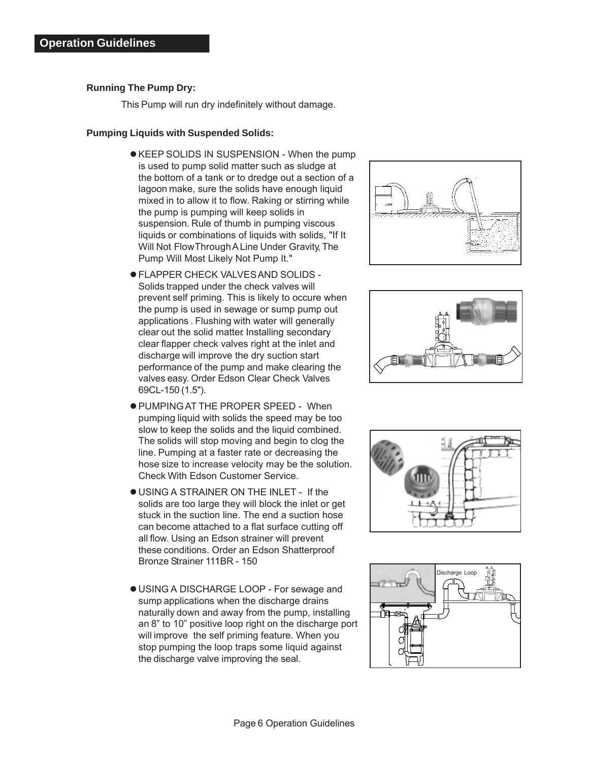## Operation Guidelines

**Running The Pump Dry:**

This Pump will run dry indefinitely without damage.

**Pumping Liquids with Suspended Solids:**

- KEEP SOLIDS IN SUSPENSION - When the pump is used to pump solid matter such as sludge at the bottom of a tank or to dredge out a section of a lagoon make, sure the solids have enough liquid mixed in to allow it to flow. Raking or stirring while the pump is pumping will keep solids in suspension. Rule of thumb in pumping viscous liquids or combinations of liquids with solids, "If It Will Not Flow Through A Line Under Gravity, The Pump Will Most Likely Not Pump It."

- FLAPPER CHECK VALVES AND SOLIDS - Solids trapped under the check valves will prevent self priming. This is likely to occure when the pump is used in sewage or sump pump out applications . Flushing with water will generally clear out the solid matter. Installing secondary clear flapper check valves right at the inlet and discharge will improve the dry suction start performance of the pump and make clearing the valves easy. Order Edson Clear Check Valves 69CL-150 (1.5").

- PUMPING AT THE PROPER SPEED - When pumping liquid with solids the speed may be too slow to keep the solids and the liquid combined. The solids will stop moving and begin to clog the line. Pumping at a faster rate or decreasing the hose size to increase velocity may be the solution. Check With Edson Customer Service.

- USING A STRAINER ON THE INLET - If the solids are too large they will block the inlet or get stuck in the suction line. The end a suction hose can become attached to a flat surface cutting off all flow. Using an Edson strainer will prevent these conditions. Order an Edson Shatterproof Bronze Strainer 111BR - 150

- USING A DISCHARGE LOOP - For sewage and sump applications when the discharge drains naturally down and away from the pump, installing an 8” to 10” positive loop right on the discharge port will improve the self priming feature. When you stop pumping the loop traps some liquid against the discharge valve improving the seal.

Discharge Loop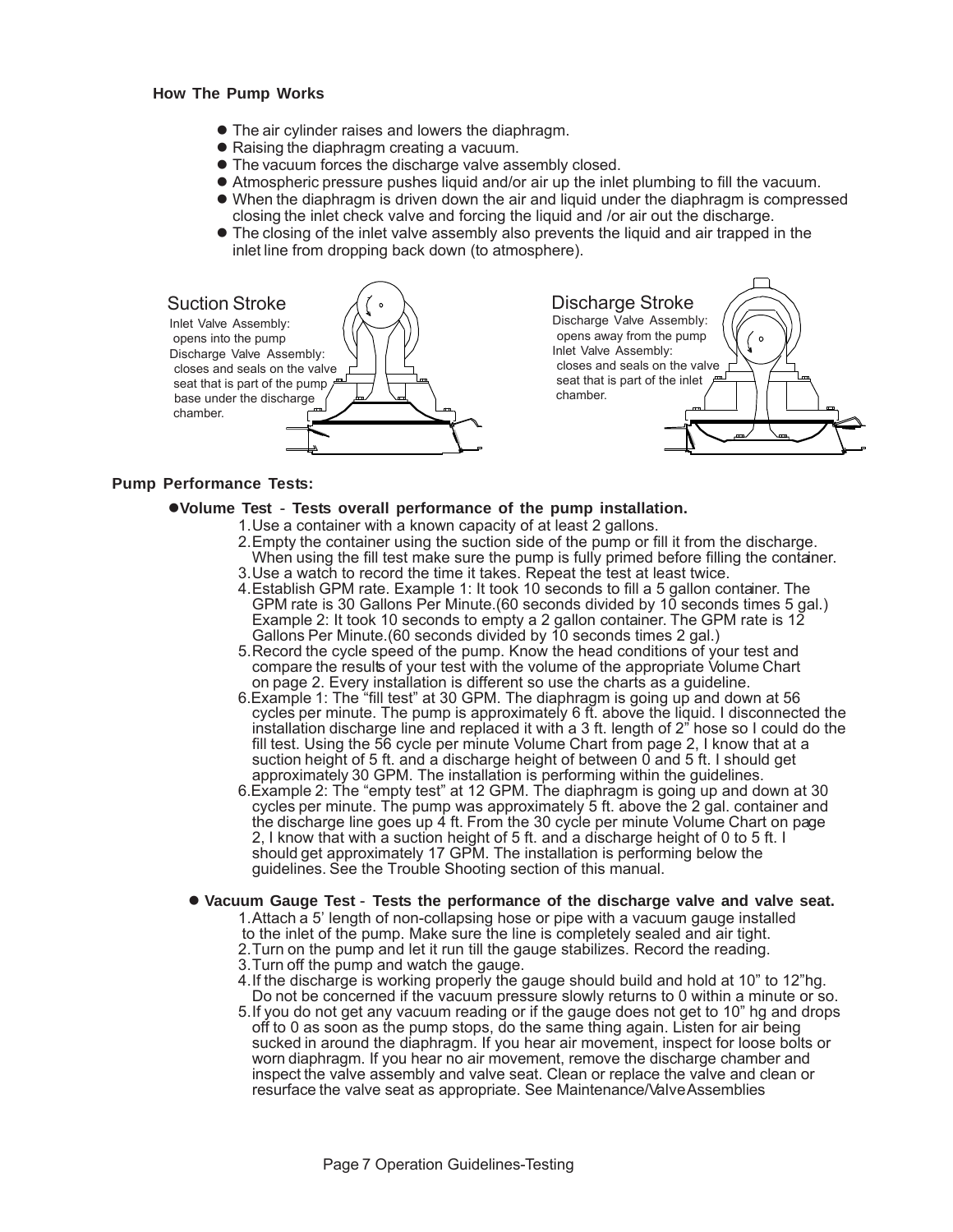## How The Pump Works

- The air cylinder raises and lowers the diaphragm.
- Raising the diaphragm creating a vacuum.
- The vacuum forces the discharge valve assembly closed.
- Atmospheric pressure pushes liquid and/or air up the inlet plumbing to fill the vacuum.
- When the diaphragm is driven down the air and liquid under the diaphragm is compressed closing the inlet check valve and forcing the liquid and /or air out the discharge.
- The closing of the inlet valve assembly also prevents the liquid and air trapped in the inlet line from dropping back down (to atmosphere).

**Suction Stroke**

Inlet Valve Assembly: opens into the pump
Discharge Valve Assembly: closes and seals on the valve seat that is part of the pump base under the discharge chamber.

**Discharge Stroke**

Discharge Valve Assembly: opens away from the pump
Inlet Valve Assembly: closes and seals on the valve seat that is part of the inlet chamber.

## Pump Performance Tests:

- **Volume Test - Tests overall performance of the pump installation.**
  1. Use a container with a known capacity of at least 2 gallons.
  2. Empty the container using the suction side of the pump or fill it from the discharge. When using the fill test make sure the pump is fully primed before filling the container.
  3. Use a watch to record the time it takes. Repeat the test at least twice.
  4. Establish GPM rate. Example 1: It took 10 seconds to fill a 5 gallon container. The GPM rate is 30 Gallons Per Minute.(60 seconds divided by 10 seconds times 5 gal.) Example 2: It took 10 seconds to empty a 2 gallon container. The GPM rate is 12 Gallons Per Minute.(60 seconds divided by 10 seconds times 2 gal.)
  5. Record the cycle speed of the pump. Know the head conditions of your test and compare the results of your test with the volume of the appropriate Volume Chart on page 2. Every installation is different so use the charts as a guideline.
  6. Example 1: The "fill test" at 30 GPM. The diaphragm is going up and down at 56 cycles per minute. The pump is approximately 6 ft. above the liquid. I disconnected the installation discharge line and replaced it with a 3 ft. length of 2" hose so I could do the fill test. Using the 56 cycle per minute Volume Chart from page 2, I know that at a suction height of 5 ft. and a discharge height of between 0 and 5 ft. I should get approximately 30 GPM. The installation is performing within the guidelines.
  6. Example 2: The "empty test" at 12 GPM. The diaphragm is going up and down at 30 cycles per minute. The pump was approximately 5 ft. above the 2 gal. container and the discharge line goes up 4 ft. From the 30 cycle per minute Volume Chart on page 2, I know that with a suction height of 5 ft. and a discharge height of 0 to 5 ft. I should get approximately 17 GPM. The installation is performing below the guidelines. See the Trouble Shooting section of this manual.

- **Vacuum Gauge Test - Tests the performance of the discharge valve and valve seat.**
  1. Attach a 5' length of non-collapsing hose or pipe with a vacuum gauge installed to the inlet of the pump. Make sure the line is completely sealed and air tight.
  2. Turn on the pump and let it run till the gauge stabilizes. Record the reading.
  3. Turn off the pump and watch the gauge.
  4. If the discharge is working properly the gauge should build and hold at 10" to 12"hg. Do not be concerned if the vacuum pressure slowly returns to 0 within a minute or so.
  5. If you do not get any vacuum reading or if the gauge does not get to 10" hg and drops off to 0 as soon as the pump stops, do the same thing again. Listen for air being sucked in around the diaphragm. If you hear air movement, inspect for loose bolts or worn diaphragm. If you hear no air movement, remove the discharge chamber and inspect the valve assembly and valve seat. Clean or replace the valve and clean or resurface the valve seat as appropriate. See Maintenance/Valve Assemblies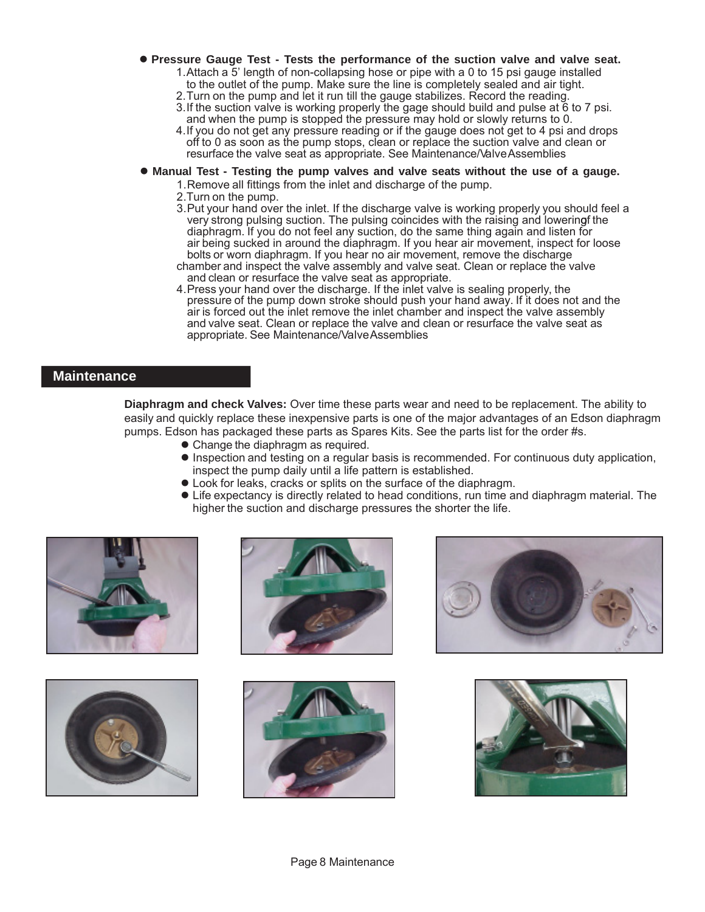- **Pressure Gauge Test - Tests the performance of the suction valve and valve seat.**
  1. Attach a 5' length of non-collapsing hose or pipe with a 0 to 15 psi gauge installed to the outlet of the pump. Make sure the line is completely sealed and air tight.
  2. Turn on the pump and let it run till the gauge stabilizes. Record the reading.
  3. If the suction valve is working properly the gage should build and pulse at 6 to 7 psi. and when the pump is stopped the pressure may hold or slowly returns to 0.
  4. If you do not get any pressure reading or if the gauge does not get to 4 psi and drops off to 0 as soon as the pump stops, clean or replace the suction valve and clean or resurface the valve seat as appropriate. See Maintenance/Valve Assemblies

- **Manual Test - Testing the pump valves and valve seats without the use of a gauge.**
  1. Remove all fittings from the inlet and discharge of the pump.
  2. Turn on the pump.
  3. Put your hand over the inlet. If the discharge valve is working properly you should feel a very strong pulsing suction. The pulsing coincides with the raising and lowering of the diaphragm. If you do not feel any suction, do the same thing again and listen for air being sucked in around the diaphragm. If you hear air movement, inspect for loose bolts or worn diaphragm. If you hear no air movement, remove the discharge chamber and inspect the valve assembly and valve seat. Clean or replace the valve and clean or resurface the valve seat as appropriate.
  4. Press your hand over the discharge. If the inlet valve is sealing properly, the pressure of the pump down stroke should push your hand away. If it does not and the air is forced out the inlet remove the inlet chamber and inspect the valve assembly and valve seat. Clean or replace the valve and clean or resurface the valve seat as appropriate. See Maintenance/Valve Assemblies

## Maintenance

**Diaphragm and check Valves:** Over time these parts wear and need to be replacement. The ability to easily and quickly replace these inexpensive parts is one of the major advantages of an Edson diaphragm pumps. Edson has packaged these parts as Spares Kits. See the parts list for the order #s.

- Change the diaphragm as required.
- Inspection and testing on a regular basis is recommended. For continuous duty application, inspect the pump daily until a life pattern is established.
- Look for leaks, cracks or splits on the surface of the diaphragm.
- Life expectancy is directly related to head conditions, run time and diaphragm material. The higher the suction and discharge pressures the shorter the life.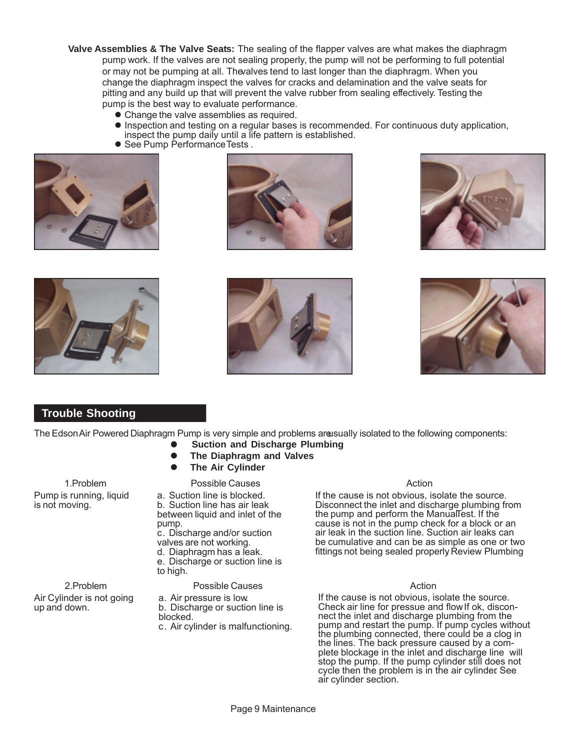**Valve Assemblies & The Valve Seats:** The sealing of the flapper valves are what makes the diaphragm pump work. If the valves are not sealing properly, the pump will not be performing to full potential or may not be pumping at all. The valves tend to last longer than the diaphragm. When you change the diaphragm inspect the valves for cracks and delamination and the valve seats for pitting and any build up that will prevent the valve rubber from sealing effectively. Testing the pump is the best way to evaluate performance.

- Change the valve assemblies as required.
- Inspection and testing on a regular bases is recommended. For continuous duty application, inspect the pump daily until a life pattern is established.
- See Pump Performance Tests .

## Trouble Shooting

The Edson Air Powered Diaphragm Pump is very simple and problems are usually isolated to the following components:

- **Suction and Discharge Plumbing**
- **The Diaphragm and Valves**
- **The Air Cylinder**

| 1.Problem | Possible Causes | Action |
|---|---|---|
| Pump is running, liquid is not moving. | a. Suction line is blocked.<br>b. Suction line has air leak between liquid and inlet of the pump.<br>c. Discharge and/or suction valves are not working.<br>d. Diaphragm has a leak.<br>e. Discharge or suction line is to high. | If the cause is not obvious, isolate the source. Disconnect the inlet and discharge plumbing from the pump and perform the Manual Test. If the cause is not in the pump check for a block or an air leak in the suction line. Suction air leaks can be cumulative and can be as simple as one or two fittings not being sealed properly. Review Plumbing |

| 2.Problem | Possible Causes | Action |
|---|---|---|
| Air Cylinder is not going up and down. | a. Air pressure is low.<br>b. Discharge or suction line is blocked.<br>c. Air cylinder is malfunctioning. | If the cause is not obvious, isolate the source. Check air line for pressue and flow. If ok, disconnect the inlet and discharge plumbing from the pump and restart the pump. If pump cycles without the plumbing connected, there could be a clog in the lines. The back pressure caused by a complete blockage in the inlet and discharge line will stop the pump. If the pump cylinder still does not cycle then the problem is in the air cylinder. See air cylinder section. |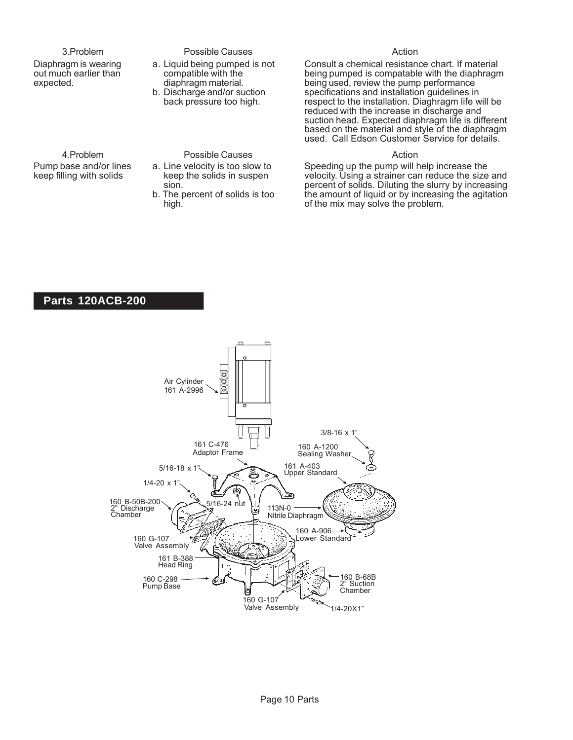| 3.Problem | Possible Causes | Action |
|---|---|---|
| Diaphragm is wearing out much earlier than expected. | a. Liquid being pumped is not compatible with the diaphragm material.<br>b. Discharge and/or suction back pressure too high. | Consult a chemical resistance chart. If material being pumped is compatable with the diaphragm being used, review the pump performance specifications and installation guidelines in respect to the installation. Diaghragm life will be reduced with the increase in discharge and suction head. Expected diaphragm life is different based on the material and style of the diaphragm used. Call Edson Customer Service for details. |

| 4.Problem | Possible Causes | Action |
|---|---|---|
| Pump base and/or lines keep filling with solids | a. Line velocity is too slow to keep the solids in suspen sion.<br>b. The percent of solids is too high. | Speeding up the pump will help increase the velocity. Using a strainer can reduce the size and percent of solids. Diluting the slurry by increasing the amount of liquid or by increasing the agitation of the mix may solve the problem. |

## Parts 120ACB-200

Air Cylinder 161 A-2996

3/8-16 x 1"

161 C-476 Adaptor Frame

160 A-1200 Sealing Washer

5/16-18 x 1"

161 A-403 Upper Standard

1/4-20 x 1"

160 B-50B-200 2" Discharge Chamber

5/16-24 nut

113N-0 Nitrile Diaphragm

160 A-906 Lower Standard

160 G-107 Valve Assembly

161 B-388 Head Ring

160 C-298 Pump Base

160 B-68B 2" Suction Chamber

160 G-107 Valve Assembly

1/4-20X1"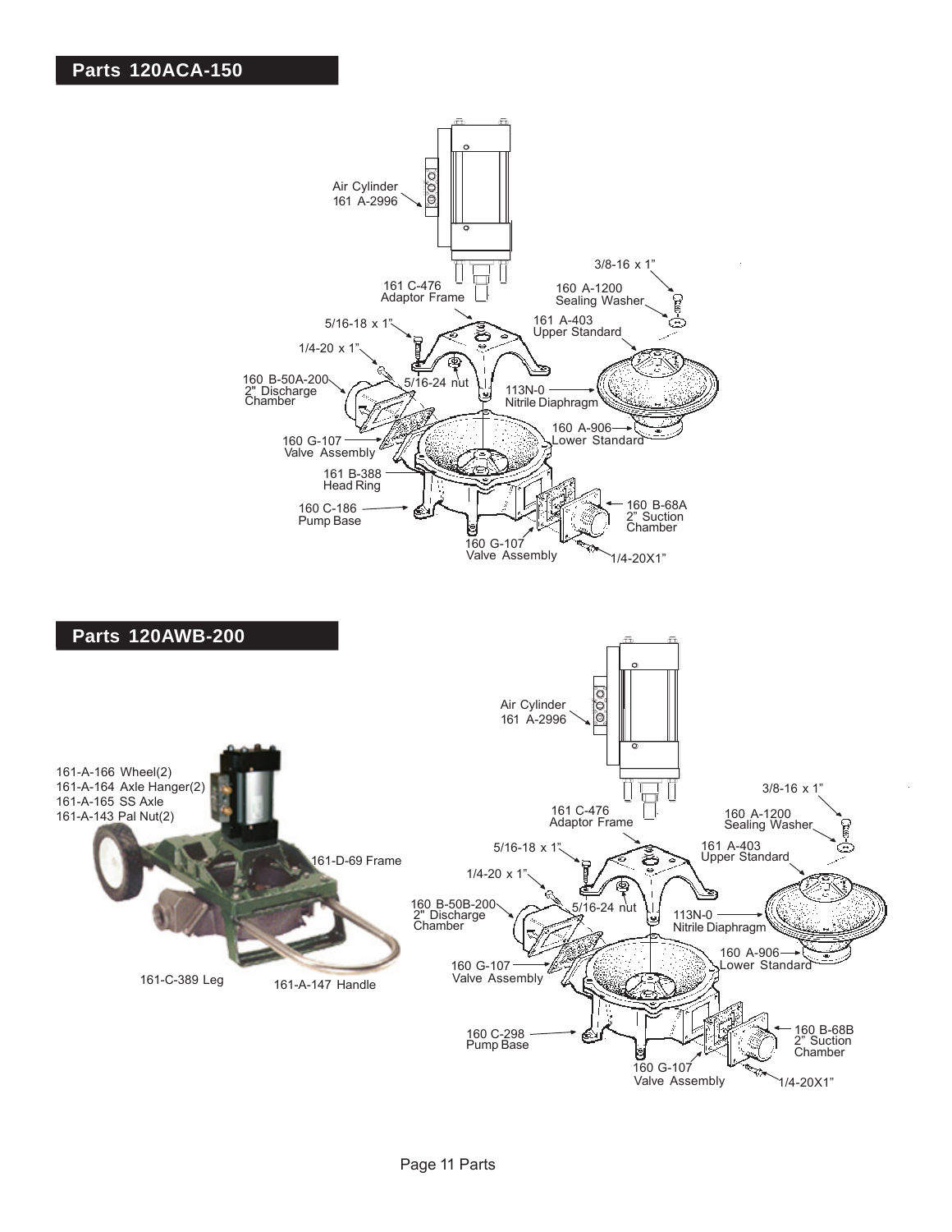## Parts 120ACA-150

Air Cylinder
161 A-2996

3/8-16 x 1"

161 C-476
Adaptor Frame

160 A-1200
Sealing Washer

5/16-18 x 1"

161 A-403
Upper Standard

1/4-20 x 1"

160 B-50A-200
2" Discharge
Chamber

5/16-24 nut

113N-0
Nitrile Diaphragm

160 A-906
Lower Standard

160 G-107
Valve Assembly

161 B-388
Head Ring

160 C-186
Pump Base

160 B-68A
2" Suction
Chamber

160 G-107
Valve Assembly

1/4-20X1"

## Parts 120AWB-200

161-A-166 Wheel(2)
161-A-164 Axle Hanger(2)
161-A-165 SS Axle
161-A-143 Pal Nut(2)

161-D-69 Frame

161-C-389 Leg

161-A-147 Handle

Air Cylinder
161 A-2996

3/8-16 x 1"

161 C-476
Adaptor Frame

160 A-1200
Sealing Washer

5/16-18 x 1"

161 A-403
Upper Standard

1/4-20 x 1"

160 B-50B-200
2" Discharge
Chamber

5/16-24 nut

113N-0
Nitrile Diaphragm

160 A-906
Lower Standard

160 G-107
Valve Assembly

160 C-298
Pump Base

160 B-68B
2" Suction
Chamber

160 G-107
Valve Assembly

1/4-20X1"

Page 11 Parts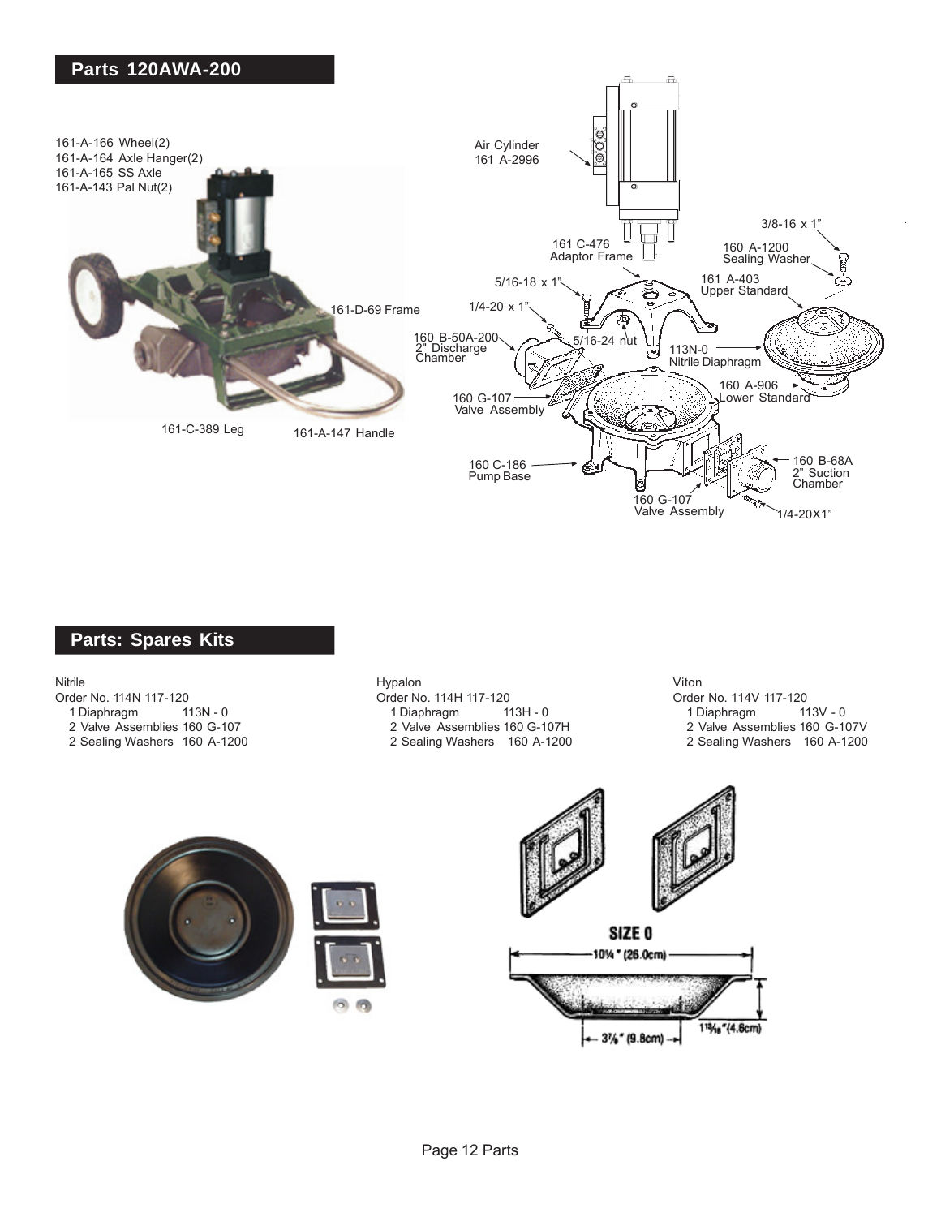## Parts 120AWA-200

161-A-166 Wheel(2)
161-A-164 Axle Hanger(2)
161-A-165 SS Axle
161-A-143 Pal Nut(2)

161-D-69 Frame

161-C-389 Leg

161-A-147 Handle

Air Cylinder
161 A-2996

161 C-476
Adaptor Frame

3/8-16 x 1"

160 A-1200
Sealing Washer

161 A-403
Upper Standard

5/16-18 x 1"

1/4-20 x 1"

160 B-50A-200
2" Discharge
Chamber

5/16-24 nut

113N-0
Nitrile Diaphragm

160 A-906
Lower Standard

160 G-107
Valve Assembly

160 C-186
Pump Base

160 B-68A
2" Suction
Chamber

160 G-107
Valve Assembly

1/4-20X1"

## Parts: Spares Kits

Nitrile
Order No. 114N 117-120
- 1 Diaphragm 113N - 0
- 2 Valve Assemblies 160 G-107
- 2 Sealing Washers 160 A-1200

Hypalon
Order No. 114H 117-120
- 1 Diaphragm 113H - 0
- 2 Valve Assemblies 160 G-107H
- 2 Sealing Washers 160 A-1200

Viton
Order No. 114V 117-120
- 1 Diaphragm 113V - 0
- 2 Valve Assemblies 160 G-107V
- 2 Sealing Washers 160 A-1200

SIZE 0

10¼" (26.0cm)

3⅞" (9.8cm)

1 13/16" (4.6cm)